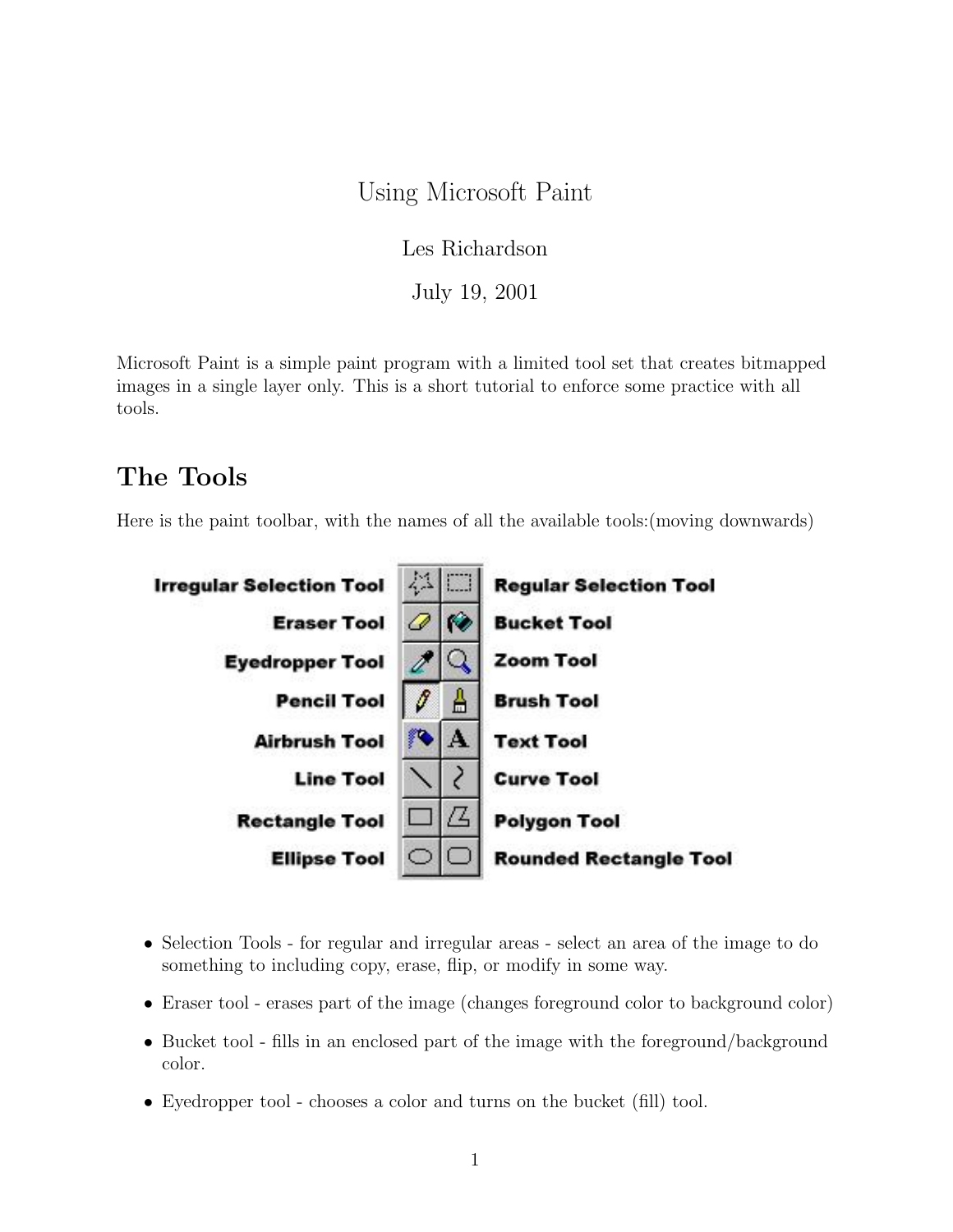# Using Microsoft Paint

Les Richardson

July 19, 2001

Microsoft Paint is a simple paint program with a limited tool set that creates bitmapped images in a single layer only. This is a short tutorial to enforce some practice with all tools.

## The Tools

Here is the paint toolbar, with the names of all the available tools:(moving downwards)

| Left | Right |
| --- | --- |
| Irregular Selection Tool | Regular Selection Tool |
| Eraser Tool | Bucket Tool |
| Eyedropper Tool | Zoom Tool |
| Pencil Tool | Brush Tool |
| Airbrush Tool | Text Tool |
| Line Tool | Curve Tool |
| Rectangle Tool | Polygon Tool |
| Ellipse Tool | Rounded Rectangle Tool |

- Selection Tools - for regular and irregular areas - select an area of the image to do something to including copy, erase, flip, or modify in some way.
- Eraser tool - erases part of the image (changes foreground color to background color)
- Bucket tool - fills in an enclosed part of the image with the foreground/background color.
- Eyedropper tool - chooses a color and turns on the bucket (fill) tool.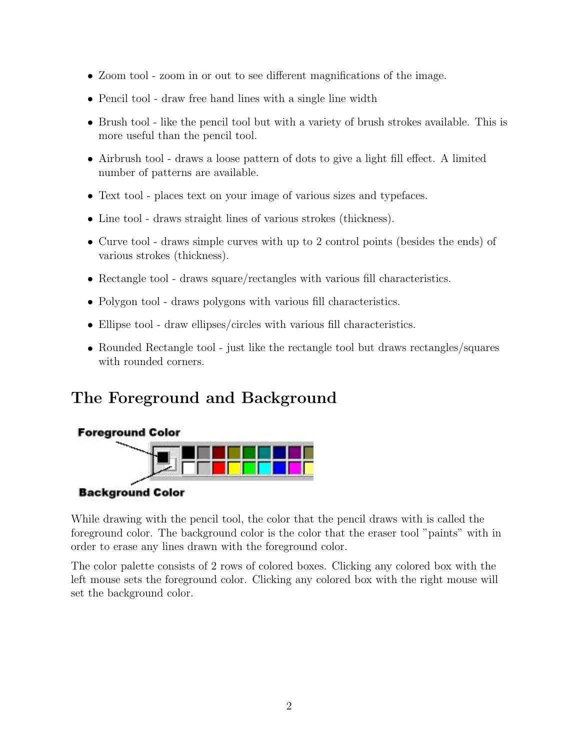- Zoom tool - zoom in or out to see different magnifications of the image.
- Pencil tool - draw free hand lines with a single line width
- Brush tool - like the pencil tool but with a variety of brush strokes available. This is more useful than the pencil tool.
- Airbrush tool - draws a loose pattern of dots to give a light fill effect. A limited number of patterns are available.
- Text tool - places text on your image of various sizes and typefaces.
- Line tool - draws straight lines of various strokes (thickness).
- Curve tool - draws simple curves with up to 2 control points (besides the ends) of various strokes (thickness).
- Rectangle tool - draws square/rectangles with various fill characteristics.
- Polygon tool - draws polygons with various fill characteristics.
- Ellipse tool - draw ellipses/circles with various fill characteristics.
- Rounded Rectangle tool - just like the rectangle tool but draws rectangles/squares with rounded corners.

## The Foreground and Background

Foreground Color

Background Color

While drawing with the pencil tool, the color that the pencil draws with is called the foreground color. The background color is the color that the eraser tool "paints" with in order to erase any lines drawn with the foreground color.

The color palette consists of 2 rows of colored boxes. Clicking any colored box with the left mouse sets the foreground color. Clicking any colored box with the right mouse will set the background color.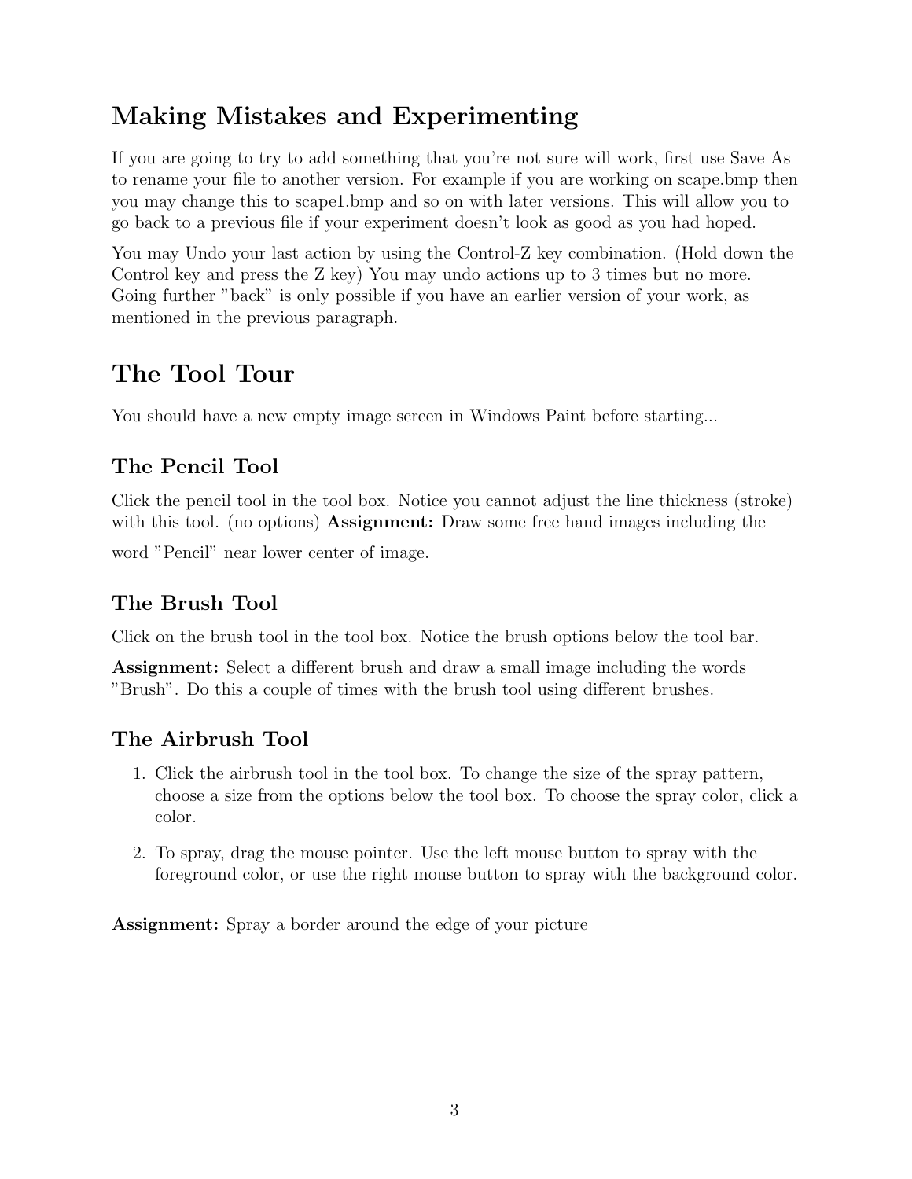## Making Mistakes and Experimenting

If you are going to try to add something that you're not sure will work, first use Save As to rename your file to another version. For example if you are working on scape.bmp then you may change this to scape1.bmp and so on with later versions. This will allow you to go back to a previous file if your experiment doesn't look as good as you had hoped.

You may Undo your last action by using the Control-Z key combination. (Hold down the Control key and press the Z key) You may undo actions up to 3 times but no more. Going further "back" is only possible if you have an earlier version of your work, as mentioned in the previous paragraph.

## The Tool Tour

You should have a new empty image screen in Windows Paint before starting...

### The Pencil Tool

Click the pencil tool in the tool box. Notice you cannot adjust the line thickness (stroke) with this tool. (no options) **Assignment:** Draw some free hand images including the word "Pencil" near lower center of image.

### The Brush Tool

Click on the brush tool in the tool box. Notice the brush options below the tool bar.

**Assignment:** Select a different brush and draw a small image including the words "Brush". Do this a couple of times with the brush tool using different brushes.

### The Airbrush Tool

1. Click the airbrush tool in the tool box. To change the size of the spray pattern, choose a size from the options below the tool box. To choose the spray color, click a color.
2. To spray, drag the mouse pointer. Use the left mouse button to spray with the foreground color, or use the right mouse button to spray with the background color.

**Assignment:** Spray a border around the edge of your picture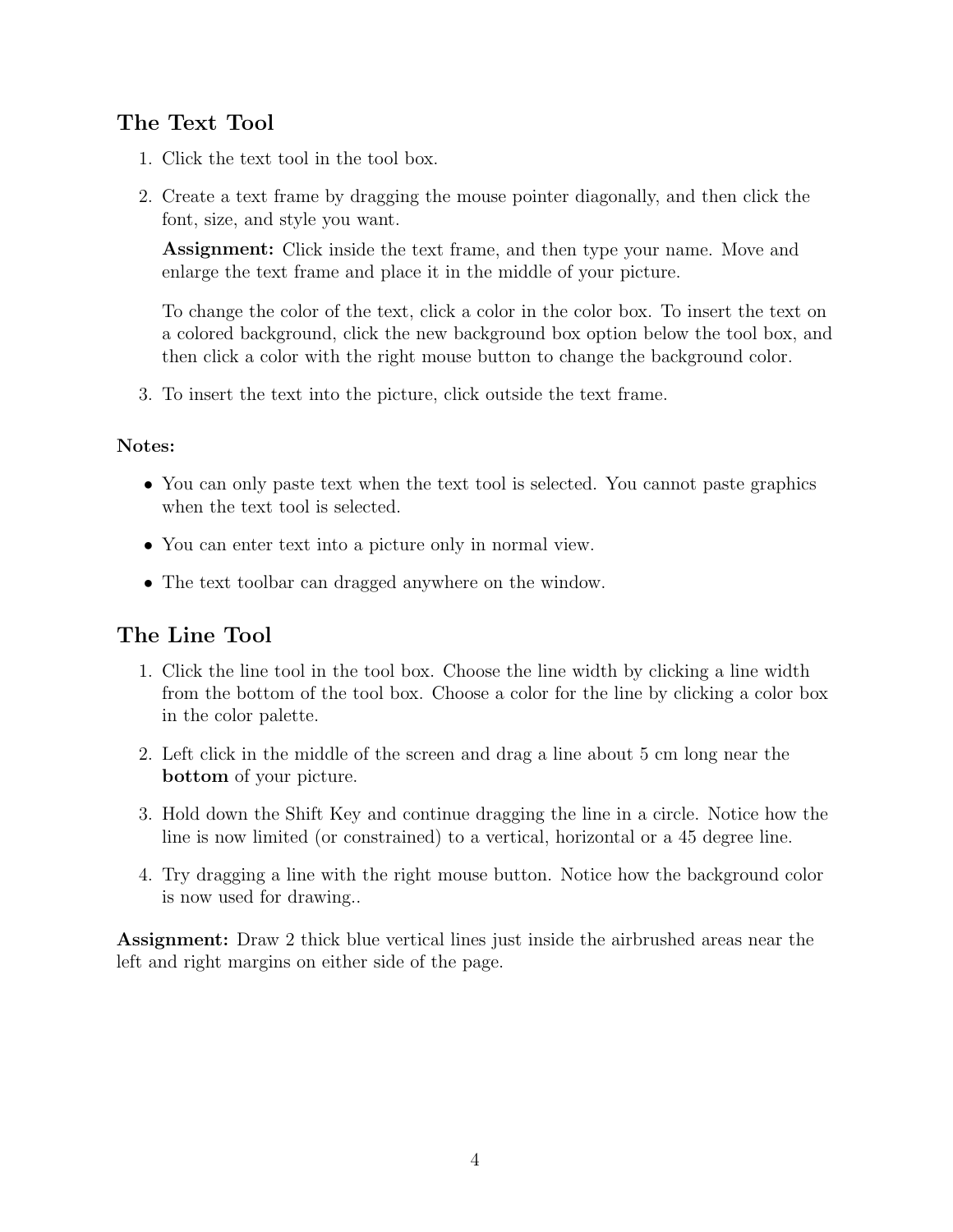## The Text Tool

1. Click the text tool in the tool box.
2. Create a text frame by dragging the mouse pointer diagonally, and then click the font, size, and style you want.

   **Assignment:** Click inside the text frame, and then type your name. Move and enlarge the text frame and place it in the middle of your picture.

   To change the color of the text, click a color in the color box. To insert the text on a colored background, click the new background box option below the tool box, and then click a color with the right mouse button to change the background color.
3. To insert the text into the picture, click outside the text frame.

**Notes:**

- You can only paste text when the text tool is selected. You cannot paste graphics when the text tool is selected.
- You can enter text into a picture only in normal view.
- The text toolbar can dragged anywhere on the window.

## The Line Tool

1. Click the line tool in the tool box. Choose the line width by clicking a line width from the bottom of the tool box. Choose a color for the line by clicking a color box in the color palette.
2. Left click in the middle of the screen and drag a line about 5 cm long near the **bottom** of your picture.
3. Hold down the Shift Key and continue dragging the line in a circle. Notice how the line is now limited (or constrained) to a vertical, horizontal or a 45 degree line.
4. Try dragging a line with the right mouse button. Notice how the background color is now used for drawing..

**Assignment:** Draw 2 thick blue vertical lines just inside the airbrushed areas near the left and right margins on either side of the page.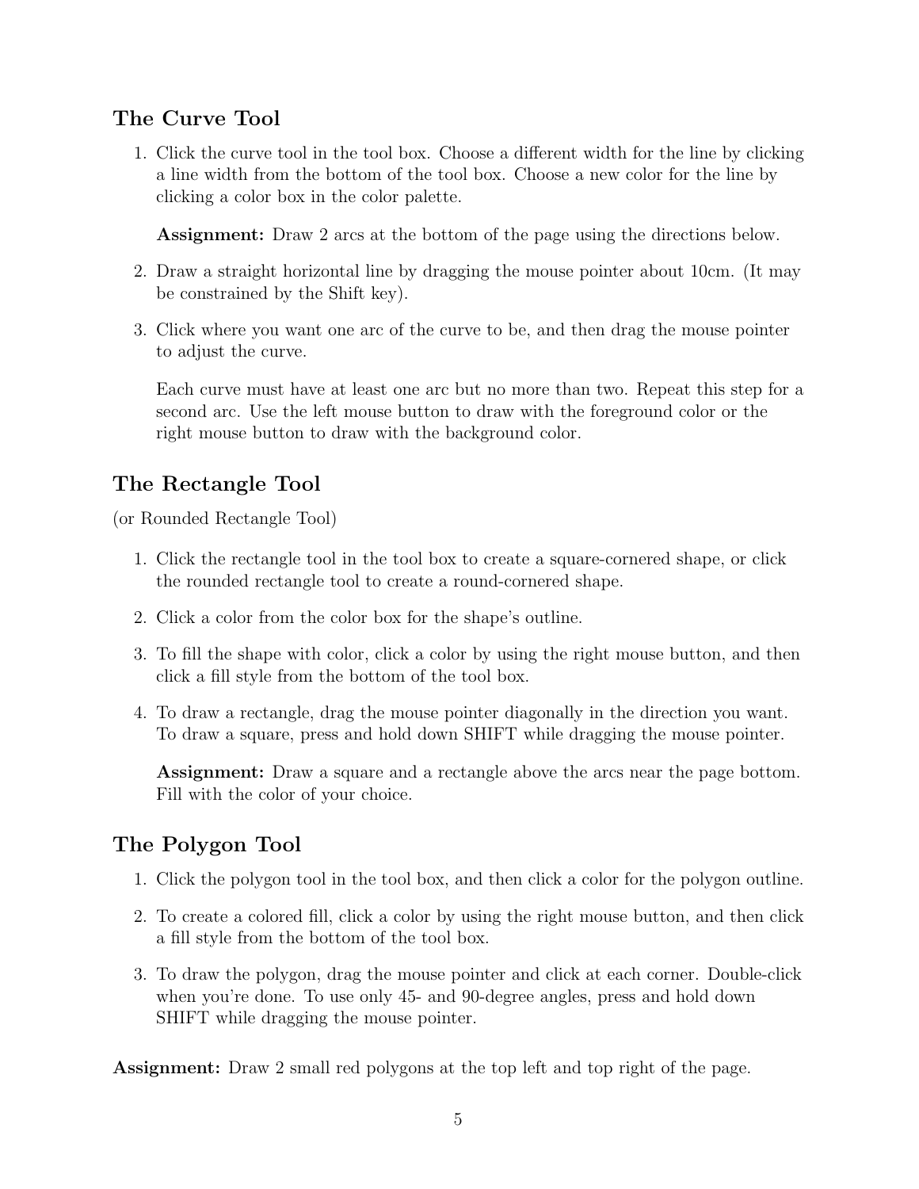## The Curve Tool

1. Click the curve tool in the tool box. Choose a different width for the line by clicking a line width from the bottom of the tool box. Choose a new color for the line by clicking a color box in the color palette.

   **Assignment:** Draw 2 arcs at the bottom of the page using the directions below.

2. Draw a straight horizontal line by dragging the mouse pointer about 10cm. (It may be constrained by the Shift key).

3. Click where you want one arc of the curve to be, and then drag the mouse pointer to adjust the curve.

   Each curve must have at least one arc but no more than two. Repeat this step for a second arc. Use the left mouse button to draw with the foreground color or the right mouse button to draw with the background color.

## The Rectangle Tool

(or Rounded Rectangle Tool)

1. Click the rectangle tool in the tool box to create a square-cornered shape, or click the rounded rectangle tool to create a round-cornered shape.

2. Click a color from the color box for the shape's outline.

3. To fill the shape with color, click a color by using the right mouse button, and then click a fill style from the bottom of the tool box.

4. To draw a rectangle, drag the mouse pointer diagonally in the direction you want. To draw a square, press and hold down SHIFT while dragging the mouse pointer.

   **Assignment:** Draw a square and a rectangle above the arcs near the page bottom. Fill with the color of your choice.

## The Polygon Tool

1. Click the polygon tool in the tool box, and then click a color for the polygon outline.

2. To create a colored fill, click a color by using the right mouse button, and then click a fill style from the bottom of the tool box.

3. To draw the polygon, drag the mouse pointer and click at each corner. Double-click when you're done. To use only 45- and 90-degree angles, press and hold down SHIFT while dragging the mouse pointer.

**Assignment:** Draw 2 small red polygons at the top left and top right of the page.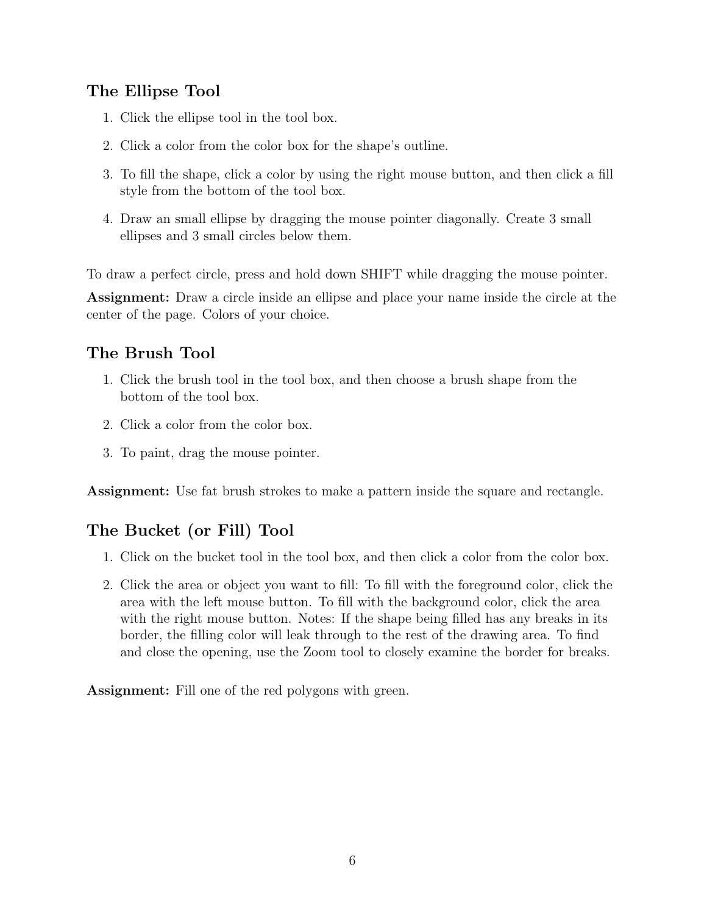## The Ellipse Tool

1. Click the ellipse tool in the tool box.
2. Click a color from the color box for the shape's outline.
3. To fill the shape, click a color by using the right mouse button, and then click a fill style from the bottom of the tool box.
4. Draw an small ellipse by dragging the mouse pointer diagonally. Create 3 small ellipses and 3 small circles below them.

To draw a perfect circle, press and hold down SHIFT while dragging the mouse pointer.

**Assignment:** Draw a circle inside an ellipse and place your name inside the circle at the center of the page. Colors of your choice.

## The Brush Tool

1. Click the brush tool in the tool box, and then choose a brush shape from the bottom of the tool box.
2. Click a color from the color box.
3. To paint, drag the mouse pointer.

**Assignment:** Use fat brush strokes to make a pattern inside the square and rectangle.

## The Bucket (or Fill) Tool

1. Click on the bucket tool in the tool box, and then click a color from the color box.
2. Click the area or object you want to fill: To fill with the foreground color, click the area with the left mouse button. To fill with the background color, click the area with the right mouse button. Notes: If the shape being filled has any breaks in its border, the filling color will leak through to the rest of the drawing area. To find and close the opening, use the Zoom tool to closely examine the border for breaks.

**Assignment:** Fill one of the red polygons with green.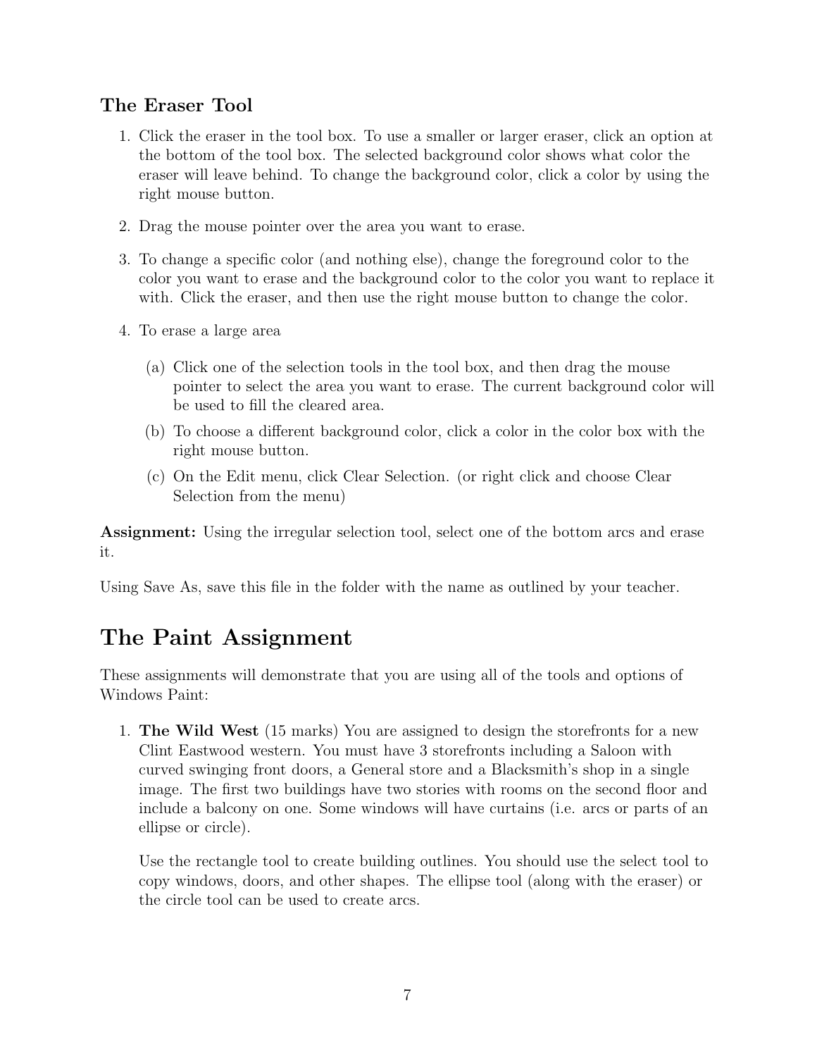### The Eraser Tool

1. Click the eraser in the tool box. To use a smaller or larger eraser, click an option at the bottom of the tool box. The selected background color shows what color the eraser will leave behind. To change the background color, click a color by using the right mouse button.

2. Drag the mouse pointer over the area you want to erase.

3. To change a specific color (and nothing else), change the foreground color to the color you want to erase and the background color to the color you want to replace it with. Click the eraser, and then use the right mouse button to change the color.

4. To erase a large area

   (a) Click one of the selection tools in the tool box, and then drag the mouse pointer to select the area you want to erase. The current background color will be used to fill the cleared area.

   (b) To choose a different background color, click a color in the color box with the right mouse button.

   (c) On the Edit menu, click Clear Selection. (or right click and choose Clear Selection from the menu)

**Assignment:** Using the irregular selection tool, select one of the bottom arcs and erase it.

Using Save As, save this file in the folder with the name as outlined by your teacher.

## The Paint Assignment

These assignments will demonstrate that you are using all of the tools and options of Windows Paint:

1. **The Wild West** (15 marks) You are assigned to design the storefronts for a new Clint Eastwood western. You must have 3 storefronts including a Saloon with curved swinging front doors, a General store and a Blacksmith's shop in a single image. The first two buildings have two stories with rooms on the second floor and include a balcony on one. Some windows will have curtains (i.e. arcs or parts of an ellipse or circle).

   Use the rectangle tool to create building outlines. You should use the select tool to copy windows, doors, and other shapes. The ellipse tool (along with the eraser) or the circle tool can be used to create arcs.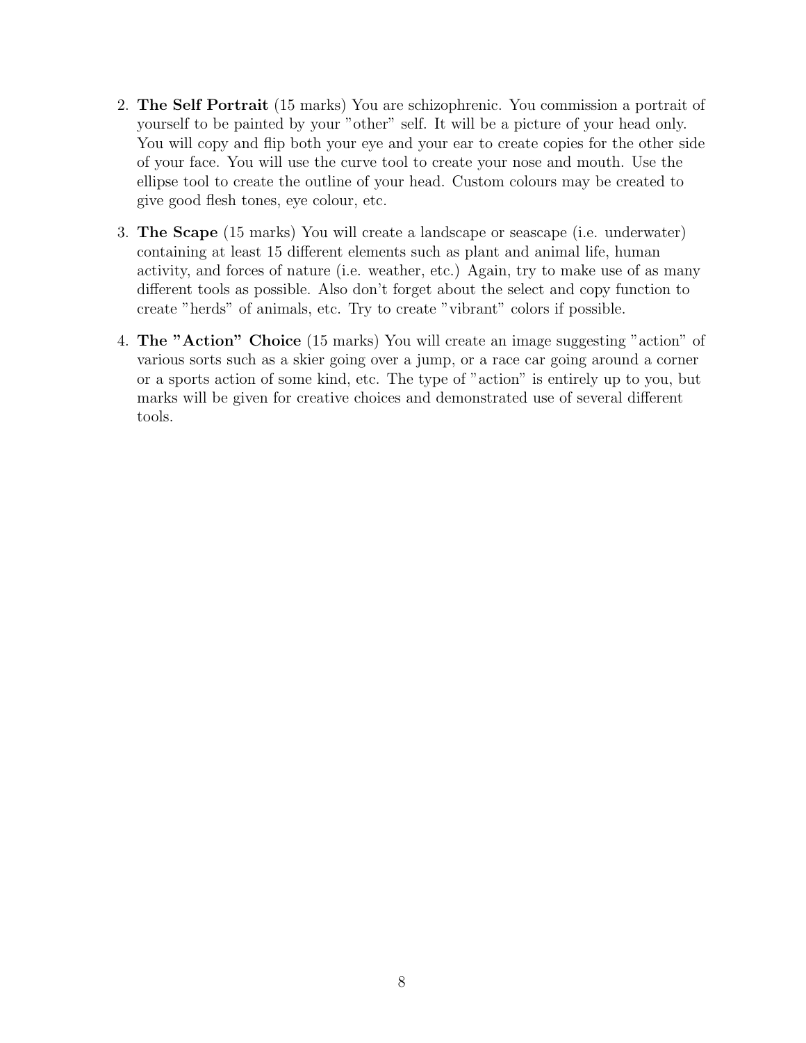2. **The Self Portrait** (15 marks) You are schizophrenic. You commission a portrait of yourself to be painted by your "other" self. It will be a picture of your head only. You will copy and flip both your eye and your ear to create copies for the other side of your face. You will use the curve tool to create your nose and mouth. Use the ellipse tool to create the outline of your head. Custom colours may be created to give good flesh tones, eye colour, etc.

3. **The Scape** (15 marks) You will create a landscape or seascape (i.e. underwater) containing at least 15 different elements such as plant and animal life, human activity, and forces of nature (i.e. weather, etc.) Again, try to make use of as many different tools as possible. Also don't forget about the select and copy function to create "herds" of animals, etc. Try to create "vibrant" colors if possible.

4. **The "Action" Choice** (15 marks) You will create an image suggesting "action" of various sorts such as a skier going over a jump, or a race car going around a corner or a sports action of some kind, etc. The type of "action" is entirely up to you, but marks will be given for creative choices and demonstrated use of several different tools.